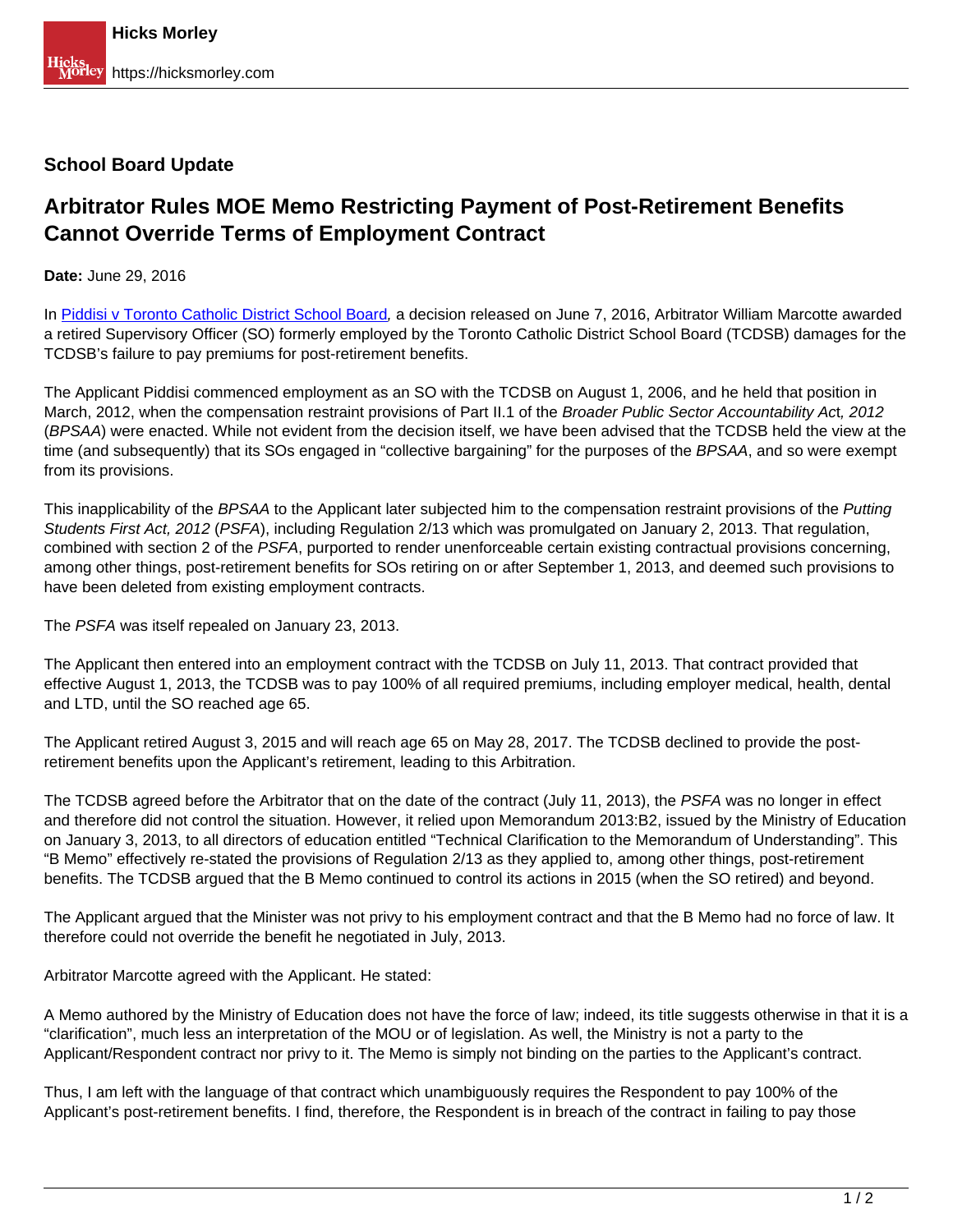**School Board Update**

## Arbitrator Rules MOE Memo Restricting Payment of Post-Retirement Benefits Cannot Override Terms of Employment Contract

**Date:** June 29, 2016

In [Piddisi v Toronto Catholic District School Board](), a decision released on June 7, 2016, Arbitrator William Marcotte awarded a retired Supervisory Officer (SO) formerly employed by the Toronto Catholic District School Board (TCDSB) damages for the TCDSB's failure to pay premiums for post-retirement benefits.

The Applicant Piddisi commenced employment as an SO with the TCDSB on August 1, 2006, and he held that position in March, 2012, when the compensation restraint provisions of Part II.1 of the *Broader Public Sector Accountability Act, 2012* (*BPSAA*) were enacted. While not evident from the decision itself, we have been advised that the TCDSB held the view at the time (and subsequently) that its SOs engaged in "collective bargaining" for the purposes of the *BPSAA*, and so were exempt from its provisions.

This inapplicability of the *BPSAA* to the Applicant later subjected him to the compensation restraint provisions of the *Putting Students First Act, 2012* (*PSFA*), including Regulation 2/13 which was promulgated on January 2, 2013. That regulation, combined with section 2 of the *PSFA*, purported to render unenforceable certain existing contractual provisions concerning, among other things, post-retirement benefits for SOs retiring on or after September 1, 2013, and deemed such provisions to have been deleted from existing employment contracts.

The *PSFA* was itself repealed on January 23, 2013.

The Applicant then entered into an employment contract with the TCDSB on July 11, 2013. That contract provided that effective August 1, 2013, the TCDSB was to pay 100% of all required premiums, including employer medical, health, dental and LTD, until the SO reached age 65.

The Applicant retired August 3, 2015 and will reach age 65 on May 28, 2017. The TCDSB declined to provide the post-retirement benefits upon the Applicant's retirement, leading to this Arbitration.

The TCDSB agreed before the Arbitrator that on the date of the contract (July 11, 2013), the *PSFA* was no longer in effect and therefore did not control the situation. However, it relied upon Memorandum 2013:B2, issued by the Ministry of Education on January 3, 2013, to all directors of education entitled "Technical Clarification to the Memorandum of Understanding". This "B Memo" effectively re-stated the provisions of Regulation 2/13 as they applied to, among other things, post-retirement benefits. The TCDSB argued that the B Memo continued to control its actions in 2015 (when the SO retired) and beyond.

The Applicant argued that the Minister was not privy to his employment contract and that the B Memo had no force of law. It therefore could not override the benefit he negotiated in July, 2013.

Arbitrator Marcotte agreed with the Applicant. He stated:

A Memo authored by the Ministry of Education does not have the force of law; indeed, its title suggests otherwise in that it is a "clarification", much less an interpretation of the MOU or of legislation. As well, the Ministry is not a party to the Applicant/Respondent contract nor privy to it. The Memo is simply not binding on the parties to the Applicant's contract.

Thus, I am left with the language of that contract which unambiguously requires the Respondent to pay 100% of the Applicant's post-retirement benefits. I find, therefore, the Respondent is in breach of the contract in failing to pay those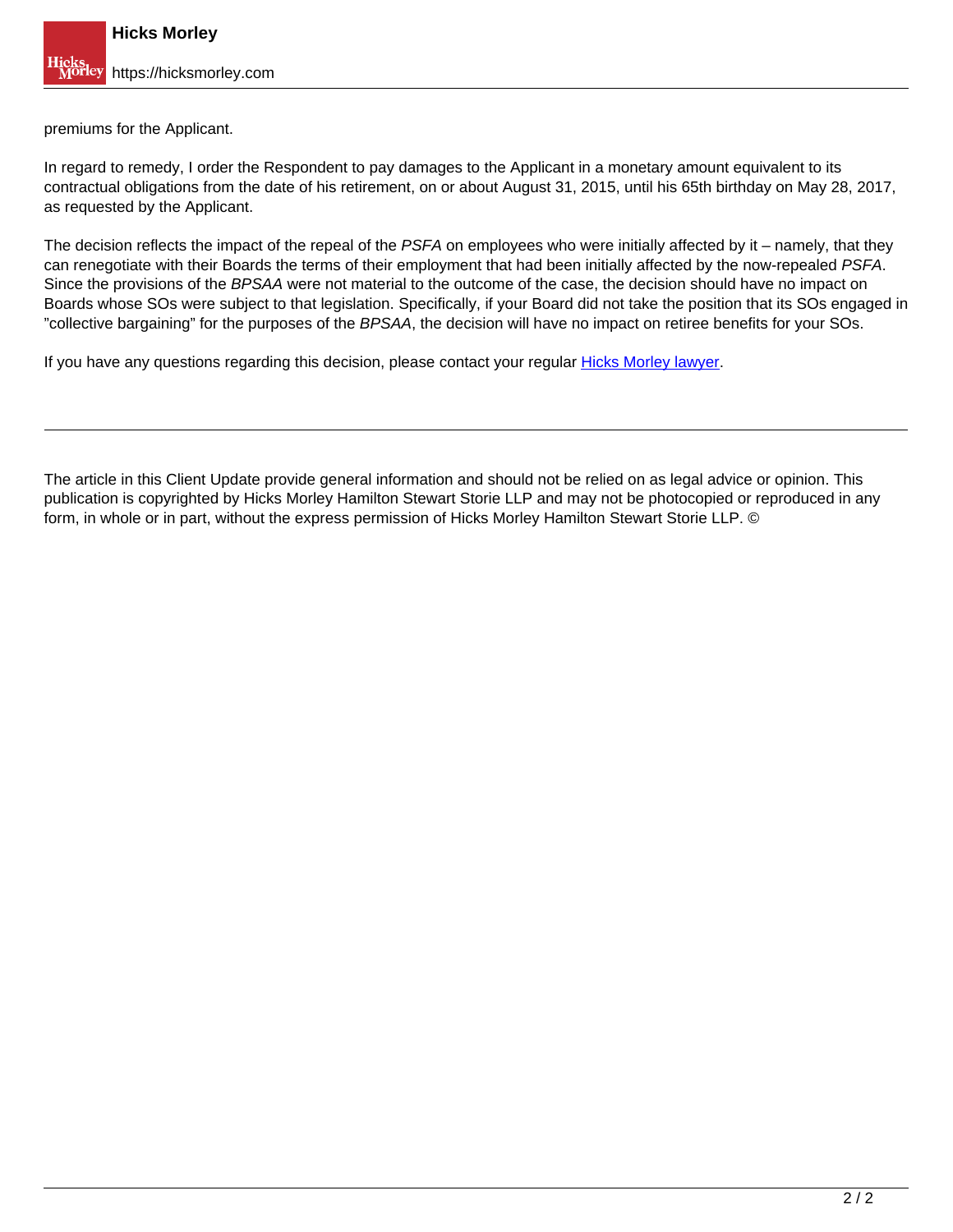premiums for the Applicant.

In regard to remedy, I order the Respondent to pay damages to the Applicant in a monetary amount equivalent to its contractual obligations from the date of his retirement, on or about August 31, 2015, until his 65th birthday on May 28, 2017, as requested by the Applicant.

The decision reflects the impact of the repeal of the *PSFA* on employees who were initially affected by it – namely, that they can renegotiate with their Boards the terms of their employment that had been initially affected by the now-repealed *PSFA*. Since the provisions of the *BPSAA* were not material to the outcome of the case, the decision should have no impact on Boards whose SOs were subject to that legislation. Specifically, if your Board did not take the position that its SOs engaged in "collective bargaining" for the purposes of the *BPSAA*, the decision will have no impact on retiree benefits for your SOs.

If you have any questions regarding this decision, please contact your regular [Hicks Morley lawyer](https://hicksmorley.com).

---

The article in this Client Update provide general information and should not be relied on as legal advice or opinion. This publication is copyrighted by Hicks Morley Hamilton Stewart Storie LLP and may not be photocopied or reproduced in any form, in whole or in part, without the express permission of Hicks Morley Hamilton Stewart Storie LLP. ©